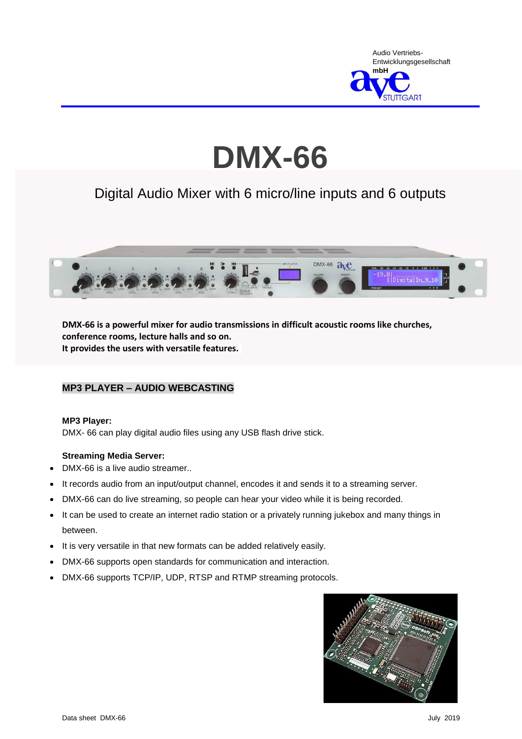Audio Vertriebs-
Entwicklungsgesellschaft
mbH

# DMX-66

## Digital Audio Mixer with 6 micro/line inputs and 6 outputs

**DMX-66 is a powerful mixer for audio transmissions in difficult acoustic rooms like churches, conference rooms, lecture halls and so on.**
**It provides the users with versatile features.**

## MP3 PLAYER – AUDIO WEBCASTING

**MP3 Player:**
DMX- 66 can play digital audio files using any USB flash drive stick.

**Streaming Media Server:**

- DMX-66 is a live audio streamer..
- It records audio from an input/output channel, encodes it and sends it to a streaming server.
- DMX-66 can do live streaming, so people can hear your video while it is being recorded.
- It can be used to create an internet radio station or a privately running jukebox and many things in between.
- It is very versatile in that new formats can be added relatively easily.
- DMX-66 supports open standards for communication and interaction.
- DMX-66 supports TCP/IP, UDP, RTSP and RTMP streaming protocols.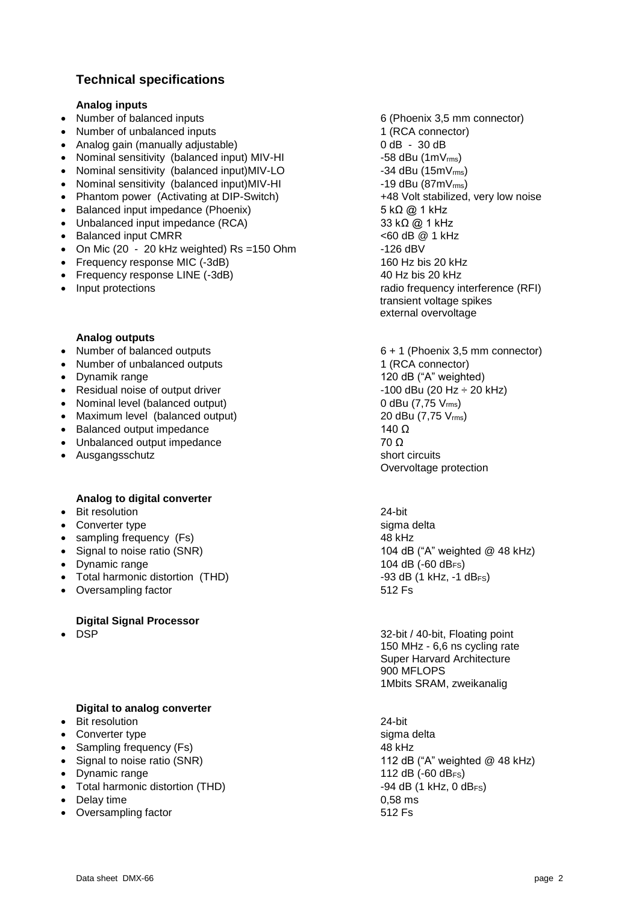## Technical specifications

### Analog inputs

| | |
|---|---|
| Number of balanced inputs | 6 (Phoenix 3,5 mm connector) |
| Number of unbalanced inputs | 1 (RCA connector) |
| Analog gain (manually adjustable) | 0 dB - 30 dB |
| Nominal sensitivity (balanced input) MIV-HI | -58 dBu (1mV$_{rms}$) |
| Nominal sensitivity (balanced input)MIV-LO | -34 dBu (15mV$_{rms}$) |
| Nominal sensitivity (balanced input)MIV-HI | -19 dBu (87mV$_{rms}$) |
| Phantom power (Activating at DIP-Switch) | +48 Volt stabilized, very low noise |
| Balanced input impedance (Phoenix) | 5 kΩ @ 1 kHz |
| Unbalanced input impedance (RCA) | 33 kΩ @ 1 kHz |
| Balanced input CMRR | <60 dB @ 1 kHz |
| On Mic (20 - 20 kHz weighted) Rs =150 Ohm | -126 dBV |
| Frequency response MIC (-3dB) | 160 Hz bis 20 kHz |
| Frequency response LINE (-3dB) | 40 Hz bis 20 kHz |
| Input protections | radio frequency interference (RFI)<br>transient voltage spikes<br>external overvoltage |

### Analog outputs

| | |
|---|---|
| Number of balanced outputs | 6 + 1 (Phoenix 3,5 mm connector) |
| Number of unbalanced outputs | 1 (RCA connector) |
| Dynamik range | 120 dB ("A" weighted) |
| Residual noise of output driver | -100 dBu (20 Hz ÷ 20 kHz) |
| Nominal level (balanced output) | 0 dBu (7,75 V$_{rms}$) |
| Maximum level (balanced output) | 20 dBu (7,75 V$_{rms}$) |
| Balanced output impedance | 140 Ω |
| Unbalanced output impedance | 70 Ω |
| Ausgangsschutz | short circuits<br>Overvoltage protection |

### Analog to digital converter

| | |
|---|---|
| Bit resolution | 24-bit |
| Converter type | sigma delta |
| sampling frequency (Fs) | 48 kHz |
| Signal to noise ratio (SNR) | 104 dB ("A" weighted @ 48 kHz) |
| Dynamic range | 104 dB (-60 dB$_{FS}$) |
| Total harmonic distortion (THD) | -93 dB (1 kHz, -1 dB$_{FS}$) |
| Oversampling factor | 512 Fs |

### Digital Signal Processor

| | |
|---|---|
| DSP | 32-bit / 40-bit, Floating point<br>150 MHz - 6,6 ns cycling rate<br>Super Harvard Architecture<br>900 MFLOPS<br>1Mbits SRAM, zweikanalig |

### Digital to analog converter

| | |
|---|---|
| Bit resolution | 24-bit |
| Converter type | sigma delta |
| Sampling frequency (Fs) | 48 kHz |
| Signal to noise ratio (SNR) | 112 dB ("A" weighted @ 48 kHz) |
| Dynamic range | 112 dB (-60 dB$_{FS}$) |
| Total harmonic distortion (THD) | -94 dB (1 kHz, 0 dB$_{FS}$) |
| Delay time | 0,58 ms |
| Oversampling factor | 512 Fs |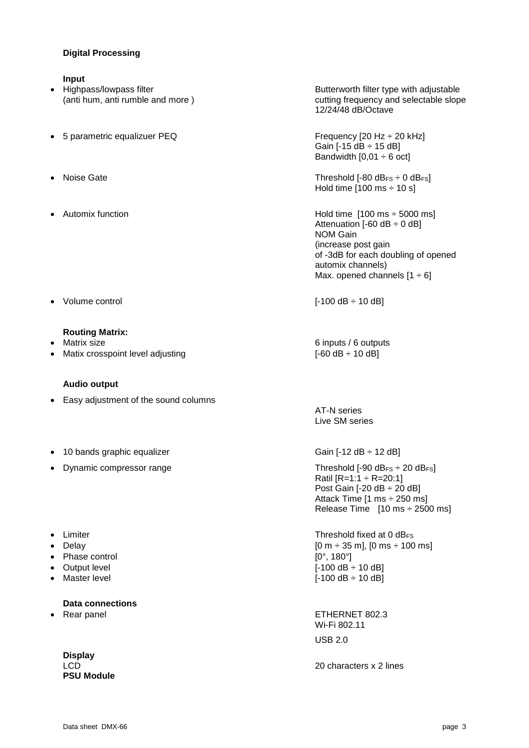**Digital Processing**

**Input**

- Highpass/lowpass filter (anti hum, anti rumble and more ) — Butterworth filter type with adjustable cutting frequency and selectable slope 12/24/48 dB/Octave
- 5 parametric equalizuer PEQ — Frequency [20 Hz ÷ 20 kHz]
  Gain [-15 dB ÷ 15 dB]
  Bandwidth [0,01 ÷ 6 oct]
- Noise Gate — Threshold [-80 $dB_{FS}$ ÷ 0 $dB_{FS}$]
  Hold time [100 ms ÷ 10 s]
- Automix function — Hold time [100 ms ÷ 5000 ms]
  Attenuation [-60 dB ÷ 0 dB]
  NOM Gain
  (increase post gain
  of -3dB for each doubling of opened automix channels)
  Max. opened channels [1 ÷ 6]
- Volume control — [-100 dB ÷ 10 dB]

**Routing Matrix:**

- Matrix size — 6 inputs / 6 outputs
- Matix crosspoint level adjusting — [-60 dB ÷ 10 dB]

**Audio output**

- Easy adjustment of the sound columns — AT-N series
  Live SM series
- 10 bands graphic equalizer — Gain [-12 dB ÷ 12 dB]
- Dynamic compressor range — Threshold [-90 $dB_{FS}$ ÷ 20 $dB_{FS}$]
  Ratil [R=1:1 ÷ R=20:1]
  Post Gain [-20 dB ÷ 20 dB]
  Attack Time [1 ms ÷ 250 ms]
  Release Time [10 ms ÷ 2500 ms]
- Limiter — Threshold fixed at 0 $dB_{FS}$
- Delay — [0 m ÷ 35 m], [0 ms ÷ 100 ms]
- Phase control — [0°, 180°]
- Output level — [-100 dB ÷ 10 dB]
- Master level — [-100 dB ÷ 10 dB]

**Data connections**

- Rear panel — ETHERNET 802.3
  Wi-Fi 802.11
  USB 2.0

**Display**

LCD — 20 characters x 2 lines

**PSU Module**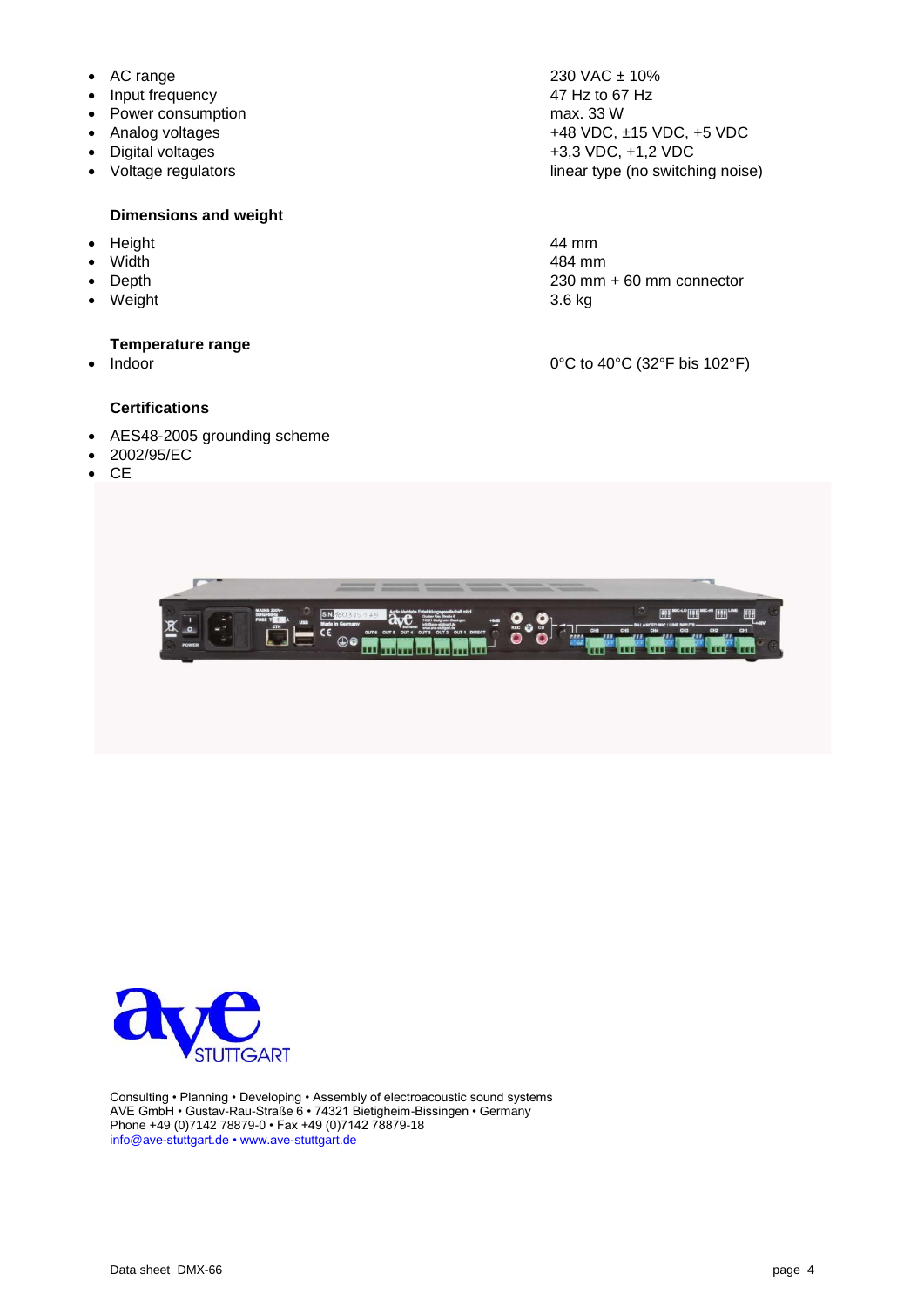- AC range — 230 VAC ± 10%
- Input frequency — 47 Hz to 67 Hz
- Power consumption — max. 33 W
- Analog voltages — +48 VDC, ±15 VDC, +5 VDC
- Digital voltages — +3,3 VDC, +1,2 VDC
- Voltage regulators — linear type (no switching noise)

**Dimensions and weight**

- Height — 44 mm
- Width — 484 mm
- Depth — 230 mm + 60 mm connector
- Weight — 3.6 kg

**Temperature range**

- Indoor — 0°C to 40°C (32°F bis 102°F)

**Certifications**

- AES48-2005 grounding scheme
- 2002/95/EC
- CE

Consulting • Planning • Developing • Assembly of electroacoustic sound systems
AVE GmbH • Gustav-Rau-Straße 6 • 74321 Bietigheim-Bissingen • Germany
Phone +49 (0)7142 78879-0 • Fax +49 (0)7142 78879-18
info@ave-stuttgart.de • www.ave-stuttgart.de

Data sheet DMX-66